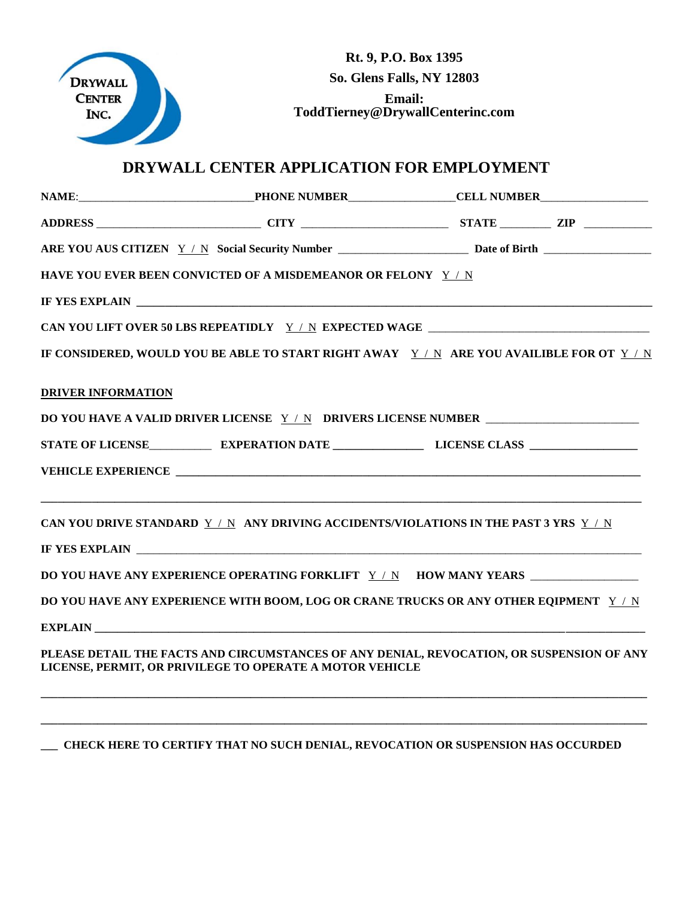DRYWALL CENTER INC.

**Rt. 9, P.O. Box 1395**
**So. Glens Falls, NY 12803**
**Email:**
**ToddTierney@DrywallCenterinc.com**

# DRYWALL CENTER APPLICATION FOR EMPLOYMENT

**NAME**:______________________________ **PHONE NUMBER**__________________ **CELL NUMBER**___________________

**ADDRESS** ____________________________ **CITY** _________________________ **STATE** _________ **ZIP** ____________

**ARE YOU AUS CITIZEN** Y / N **Social Security Number** _______________________ **Date of Birth** ___________________

**HAVE YOU EVER BEEN CONVICTED OF A MISDEMEANOR OR FELONY** Y / N

**IF YES EXPLAIN** ____________________________________________________________________________________

**CAN YOU LIFT OVER 50 LBS REPEATIDLY** Y / N **EXPECTED WAGE** ______________________________________

**IF CONSIDERED, WOULD YOU BE ABLE TO START RIGHT AWAY** Y / N **ARE YOU AVAILIBLE FOR OT** Y / N

**DRIVER INFORMATION**

**DO YOU HAVE A VALID DRIVER LICENSE** Y / N **DRIVERS LICENSE NUMBER** __________________________

**STATE OF LICENSE**___________ **EXPERATION DATE** _______________ **LICENSE CLASS** __________________

**VEHICLE EXPERIENCE** ______________________________________________________________________________

____________________________________________________________________________________________________

**CAN YOU DRIVE STANDARD** Y / N **ANY DRIVING ACCIDENTS/VIOLATIONS IN THE PAST 3 YRS** Y / N

**IF YES EXPLAIN** ____________________________________________________________________________________

**DO YOU HAVE ANY EXPERIENCE OPERATING FORKLIFT** Y / N **HOW MANY YEARS** __________________

**DO YOU HAVE ANY EXPERIENCE WITH BOOM, LOG OR CRANE TRUCKS OR ANY OTHER EQIPMENT** Y / N

**EXPLAIN** __________________________________________________________________________________________

**PLEASE DETAIL THE FACTS AND CIRCUMSTANCES OF ANY DENIAL, REVOCATION, OR SUSPENSION OF ANY LICENSE, PERMIT, OR PRIVILEGE TO OPERATE A MOTOR VEHICLE**

____________________________________________________________________________________________________

____________________________________________________________________________________________________

___ **CHECK HERE TO CERTIFY THAT NO SUCH DENIAL, REVOCATION OR SUSPENSION HAS OCCURDED**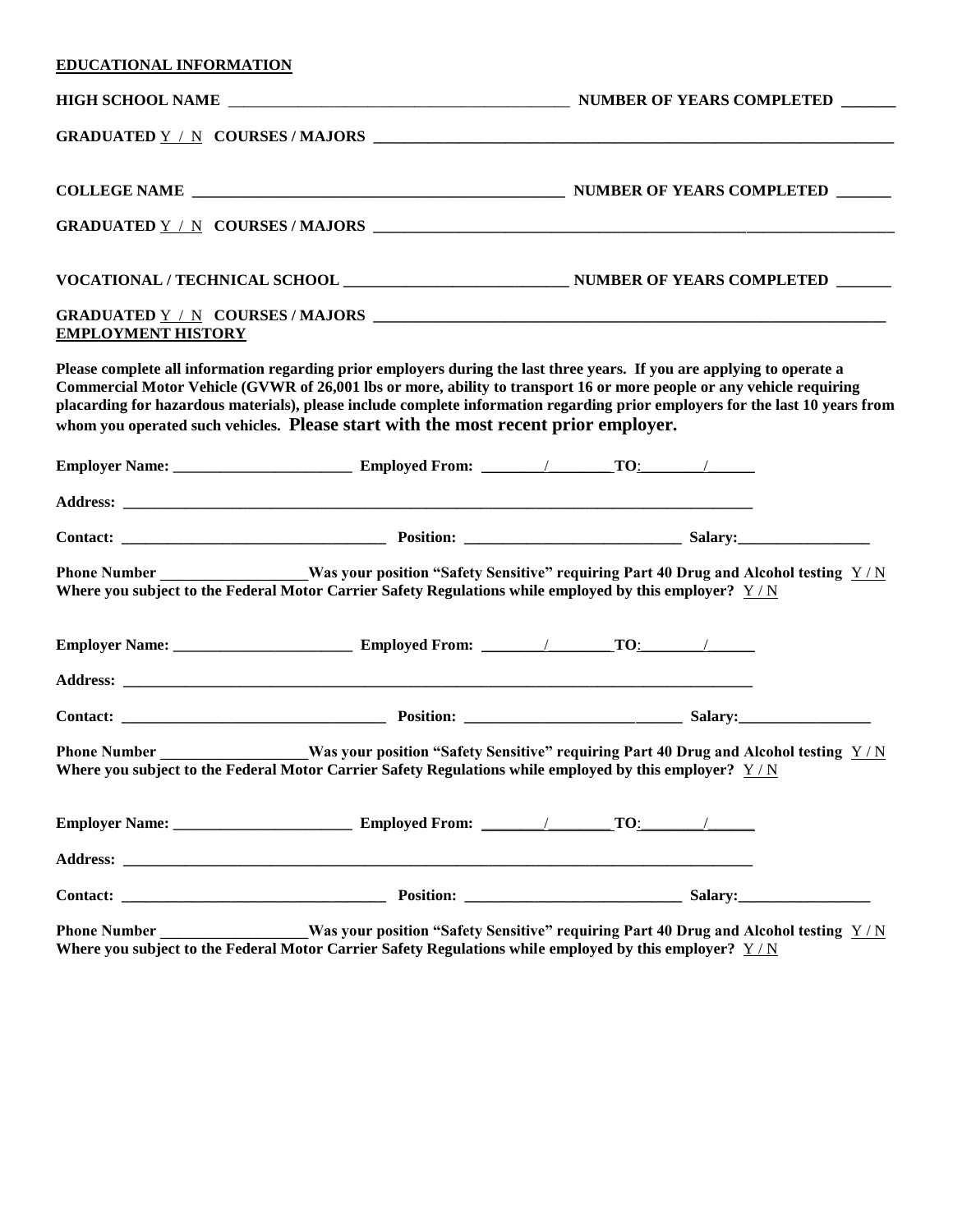**EDUCATIONAL INFORMATION**

**HIGH SCHOOL NAME** _____________________________________________ **NUMBER OF YEARS COMPLETED** _______

**GRADUATED** Y / N **COURSES / MAJORS** ___________________________________________________________________

**COLLEGE NAME** _______________________________________________ **NUMBER OF YEARS COMPLETED** _______

**GRADUATED** Y / N **COURSES / MAJORS** ___________________________________________________________________

**VOCATIONAL / TECHNICAL SCHOOL** ____________________________ **NUMBER OF YEARS COMPLETED** _______

**GRADUATED** Y / N **COURSES / MAJORS** __________________________________________________________________

**EMPLOYMENT HISTORY**

**Please complete all information regarding prior employers during the last three years. If you are applying to operate a Commercial Motor Vehicle (GVWR of 26,001 lbs or more, ability to transport 16 or more people or any vehicle requiring placarding for hazardous materials), please include complete information regarding prior employers for the last 10 years from whom you operated such vehicles. Please start with the most recent prior employer.**

**Employer Name:** _______________________ **Employed From:** ________/________**TO**:________/______

**Address:** _____________________________________________________________________________________

**Contact:** __________________________________ **Position:** ____________________________ **Salary:**_________________

**Phone Number** ___________________**Was your position "Safety Sensitive" requiring Part 40 Drug and Alcohol testing** Y / N
**Where you subject to the Federal Motor Carrier Safety Regulations while employed by this employer?** Y / N

**Employer Name:** _______________________ **Employed From:** ________/________**TO**:________/______

**Address:** _____________________________________________________________________________________

**Contact:** __________________________________ **Position:** ____________________________ **Salary:**_________________

**Phone Number** ___________________**Was your position "Safety Sensitive" requiring Part 40 Drug and Alcohol testing** Y / N
**Where you subject to the Federal Motor Carrier Safety Regulations while employed by this employer?** Y / N

**Employer Name:** _______________________ **Employed From:** ________/________**TO**:________/______

**Address:** _____________________________________________________________________________________

**Contact:** __________________________________ **Position:** ____________________________ **Salary:**_________________

**Phone Number** ___________________**Was your position "Safety Sensitive" requiring Part 40 Drug and Alcohol testing** Y / N
**Where you subject to the Federal Motor Carrier Safety Regulations while employed by this employer?** Y / N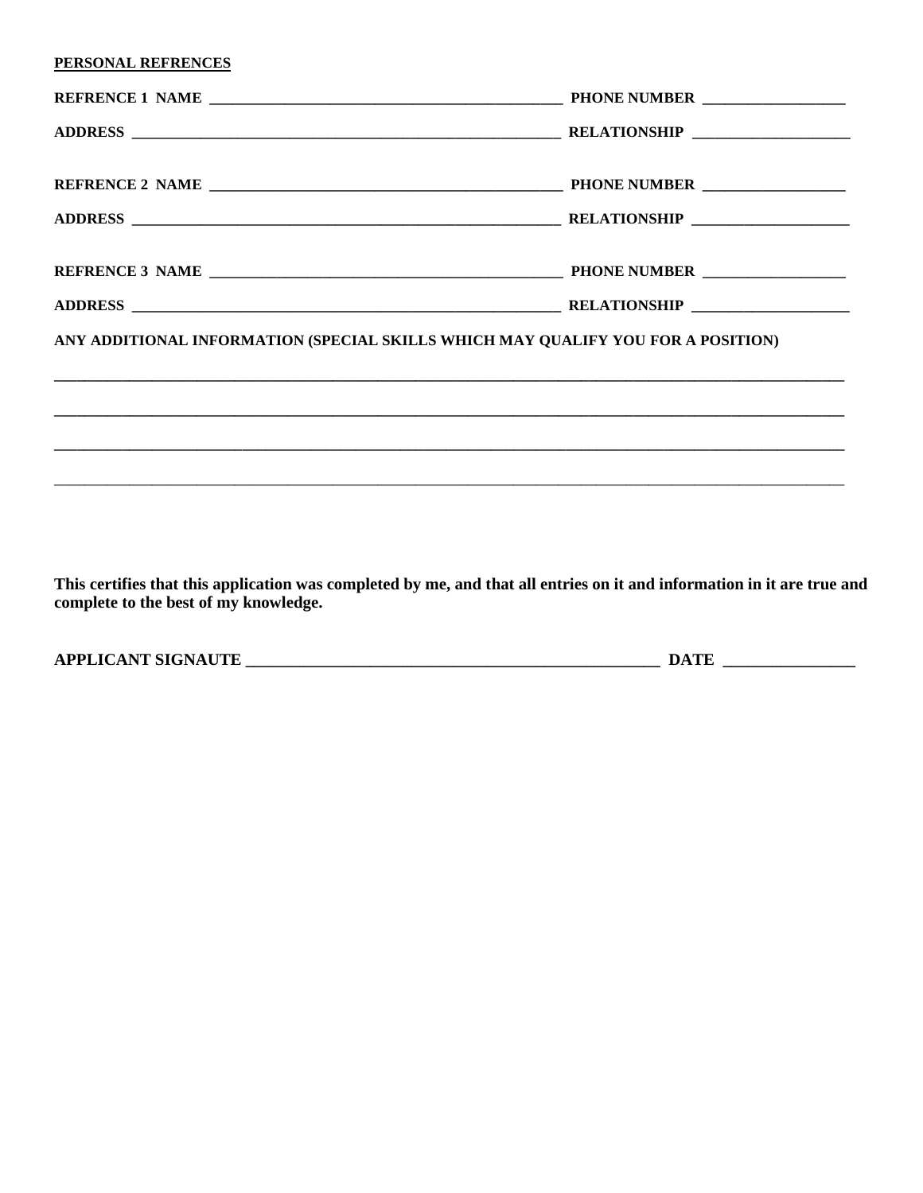**PERSONAL REFRENCES**

**REFRENCE 1 NAME** _______________________________________________ **PHONE NUMBER** __________________

**ADDRESS** __________________________________________________________ **RELATIONSHIP** ____________________

**REFRENCE 2 NAME** _______________________________________________ **PHONE NUMBER** __________________

**ADDRESS** __________________________________________________________ **RELATIONSHIP** ____________________

**REFRENCE 3 NAME** _______________________________________________ **PHONE NUMBER** __________________

**ADDRESS** __________________________________________________________ **RELATIONSHIP** ____________________

**ANY ADDITIONAL INFORMATION (SPECIAL SKILLS WHICH MAY QUALIFY YOU FOR A POSITION)**

________________________________________________________________________________________________________________

________________________________________________________________________________________________________________

________________________________________________________________________________________________________________

________________________________________________________________________________________________________________

**This certifies that this application was completed by me, and that all entries on it and information in it are true and complete to the best of my knowledge.**

**APPLICANT SIGNAUTE** _____________________________________________________ **DATE** ________________